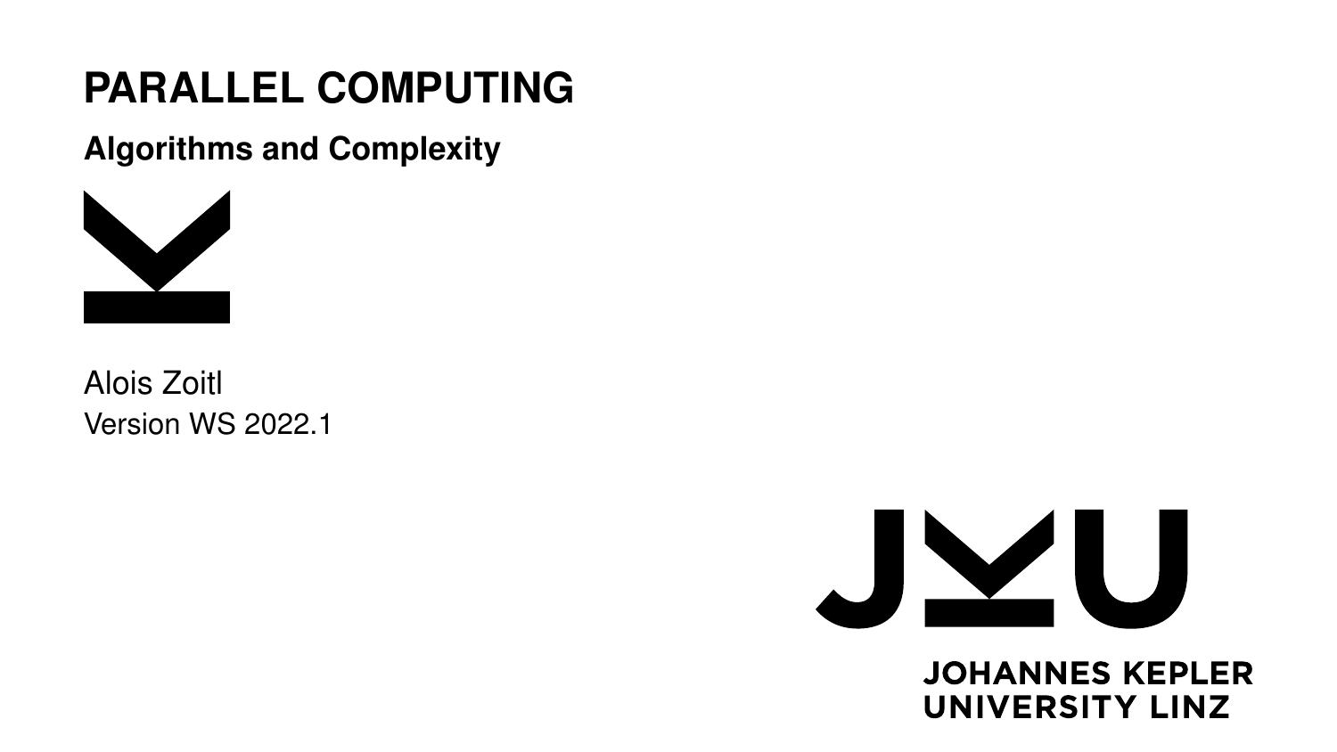# PARALLEL COMPUTING

## Algorithms and Complexity

Alois Zoitl

Version WS 2022.1

JOHANNES KEPLER
UNIVERSITY LINZ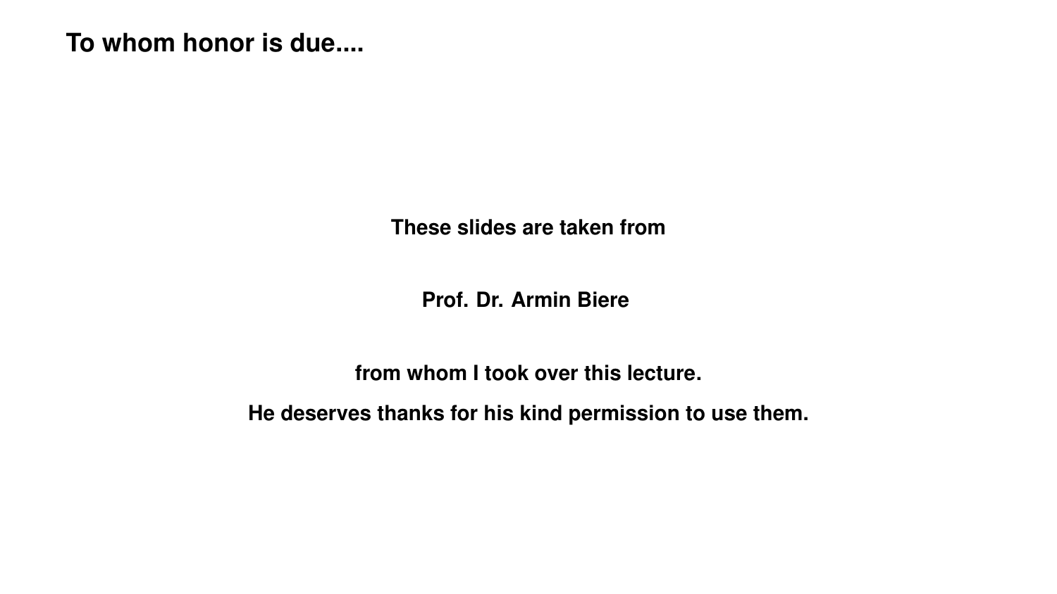# To whom honor is due....

**These slides are taken from**

**Prof. Dr. Armin Biere**

**from whom I took over this lecture.**

**He deserves thanks for his kind permission to use them.**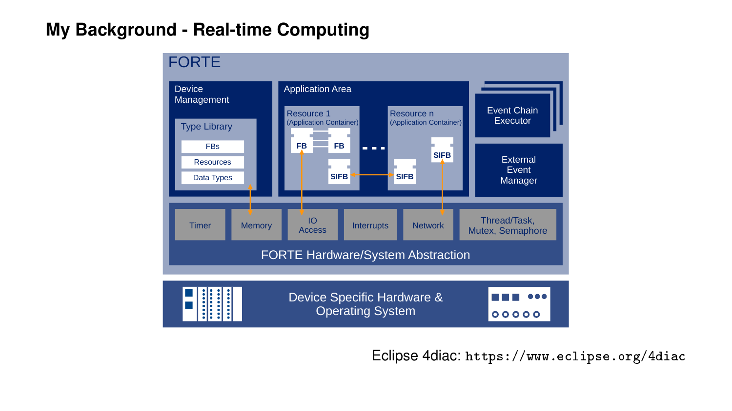# My Background - Real-time Computing

FORTE

Device Management

Type Library

FBs

Resources

Data Types

Application Area

Resource 1 (Application Container)

FB

FB

SIFB

Resource n (Application Container)

SIFB

SIFB

Event Chain Executor

External Event Manager

Timer

Memory

IO Access

Interrupts

Network

Thread/Task, Mutex, Semaphore

FORTE Hardware/System Abstraction

Device Specific Hardware & Operating System

Eclipse 4diac: `https://www.eclipse.org/4diac`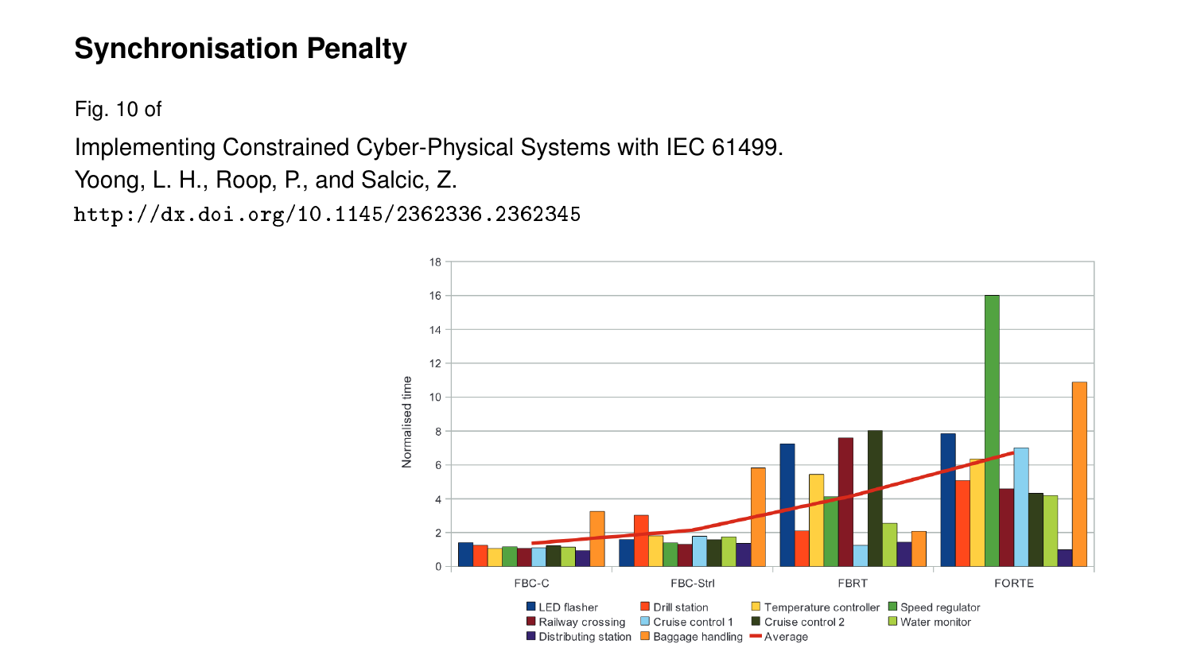# Synchronisation Penalty

Fig. 10 of

Implementing Constrained Cyber-Physical Systems with IEC 61499.
Yoong, L. H., Roop, P., and Salcic, Z.
`http://dx.doi.org/10.1145/2362336.2362345`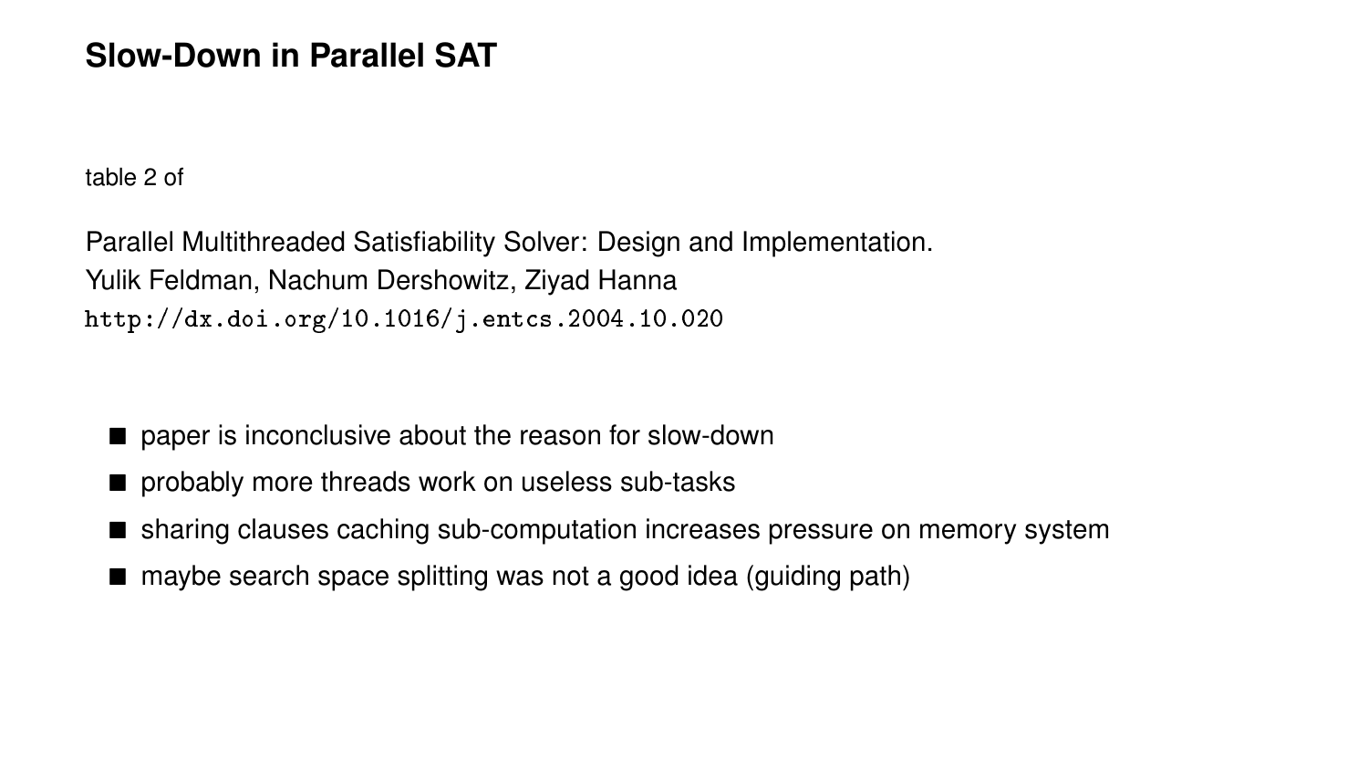## Slow-Down in Parallel SAT

table 2 of

Parallel Multithreaded Satisfiability Solver: Design and Implementation.
Yulik Feldman, Nachum Dershowitz, Ziyad Hanna
`http://dx.doi.org/10.1016/j.entcs.2004.10.020`

- paper is inconclusive about the reason for slow-down
- probably more threads work on useless sub-tasks
- sharing clauses caching sub-computation increases pressure on memory system
- maybe search space splitting was not a good idea (guiding path)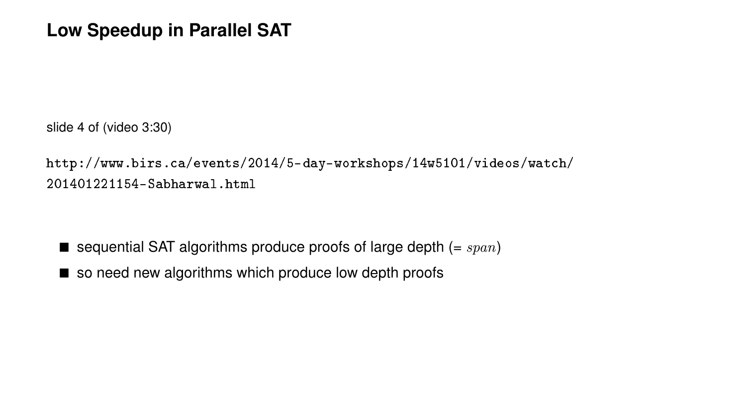# Low Speedup in Parallel SAT

slide 4 of (video 3:30)

`http://www.birs.ca/events/2014/5-day-workshops/14w5101/videos/watch/201401221154-Sabharwal.html`

- sequential SAT algorithms produce proofs of large depth (= $span$)
- so need new algorithms which produce low depth proofs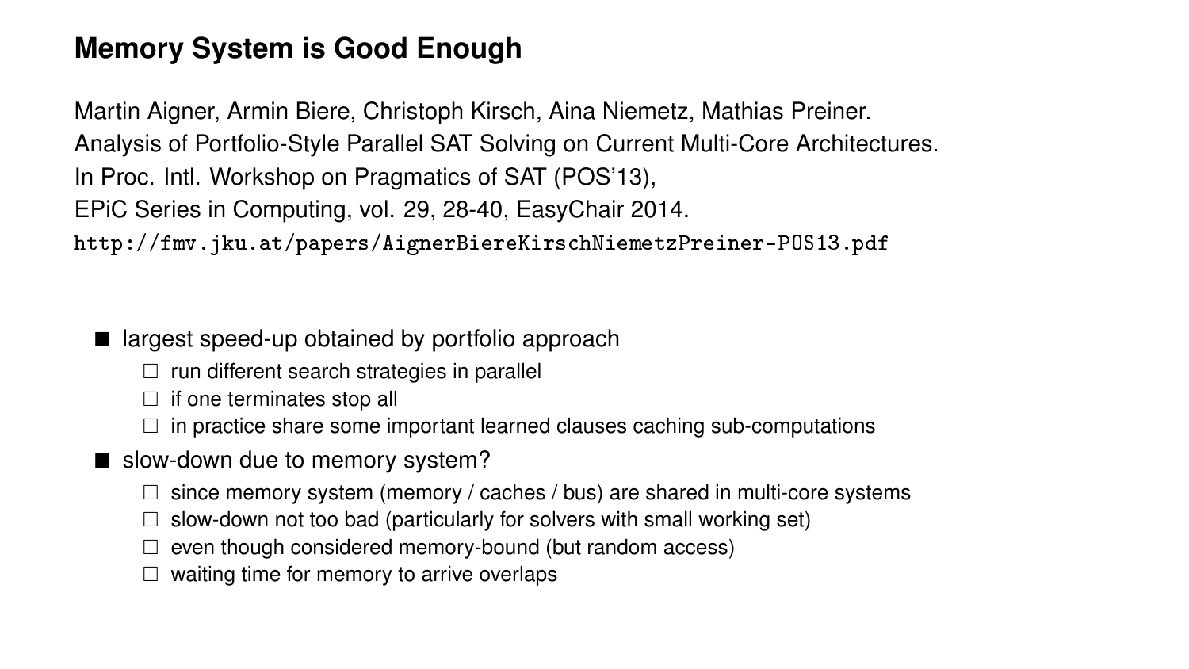# Memory System is Good Enough

Martin Aigner, Armin Biere, Christoph Kirsch, Aina Niemetz, Mathias Preiner.
Analysis of Portfolio-Style Parallel SAT Solving on Current Multi-Core Architectures.
In Proc. Intl. Workshop on Pragmatics of SAT (POS'13),
EPiC Series in Computing, vol. 29, 28-40, EasyChair 2014.
`http://fmv.jku.at/papers/AignerBiereKirschNiemetzPreiner-POS13.pdf`

- largest speed-up obtained by portfolio approach
  - run different search strategies in parallel
  - if one terminates stop all
  - in practice share some important learned clauses caching sub-computations
- slow-down due to memory system?
  - since memory system (memory / caches / bus) are shared in multi-core systems
  - slow-down not too bad (particularly for solvers with small working set)
  - even though considered memory-bound (but random access)
  - waiting time for memory to arrive overlaps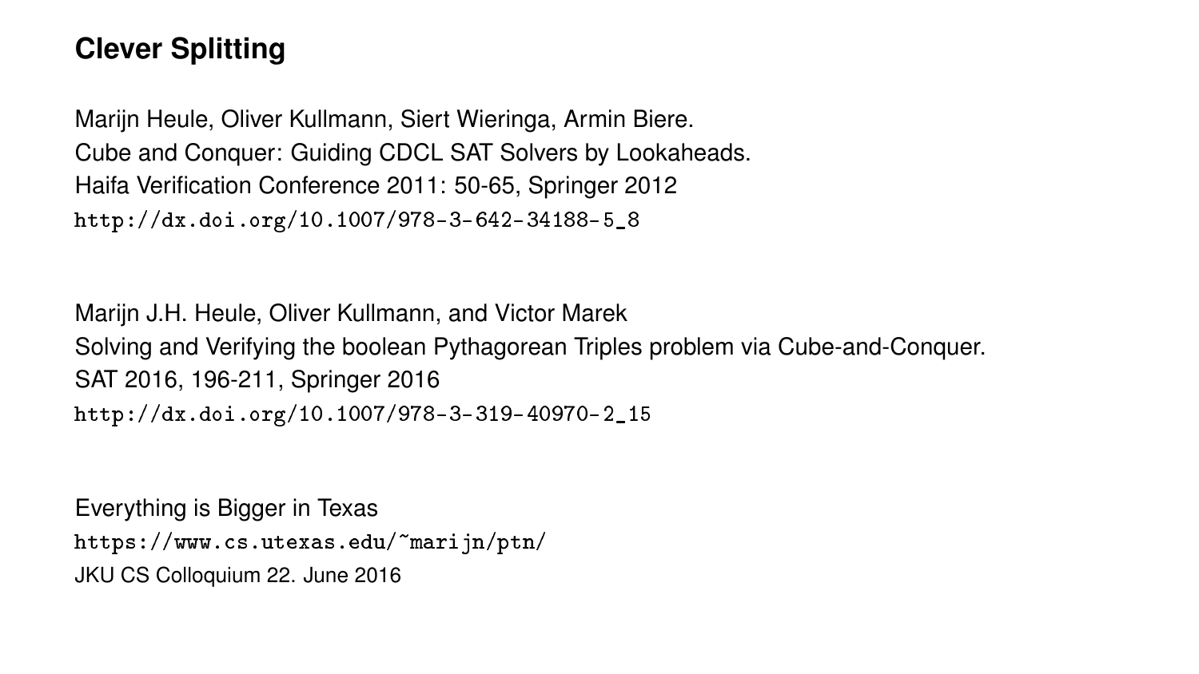# Clever Splitting

Marijn Heule, Oliver Kullmann, Siert Wieringa, Armin Biere.
Cube and Conquer: Guiding CDCL SAT Solvers by Lookaheads.
Haifa Verification Conference 2011: 50-65, Springer 2012
http://dx.doi.org/10.1007/978-3-642-34188-5_8

Marijn J.H. Heule, Oliver Kullmann, and Victor Marek
Solving and Verifying the boolean Pythagorean Triples problem via Cube-and-Conquer.
SAT 2016, 196-211, Springer 2016
http://dx.doi.org/10.1007/978-3-319-40970-2_15

Everything is Bigger in Texas
https://www.cs.utexas.edu/~marijn/ptn/
JKU CS Colloquium 22. June 2016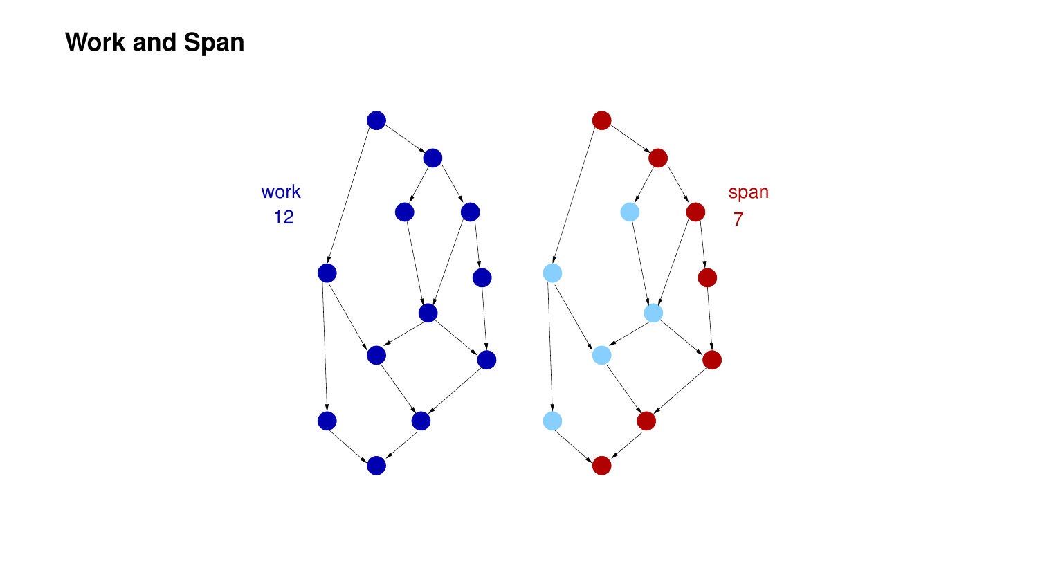# Work and Span

work

12

span

7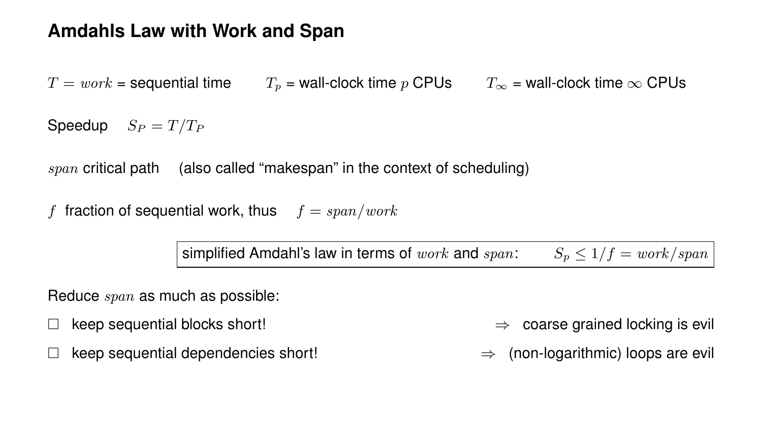# Amdahls Law with Work and Span

$T = work$ = sequential time $T_p$ = wall-clock time $p$ CPUs $T_\infty$ = wall-clock time $\infty$ CPUs

Speedup $S_P = T/T_P$

$span$ critical path (also called “makespan” in the context of scheduling)

$f$ fraction of sequential work, thus $f = span/work$

> simplified Amdahl’s law in terms of $work$ and $span$: $S_p \leq 1/f = work/span$

Reduce $span$ as much as possible:

- ☐ keep sequential blocks short! $\Rightarrow$ coarse grained locking is evil
- ☐ keep sequential dependencies short! $\Rightarrow$ (non-logarithmic) loops are evil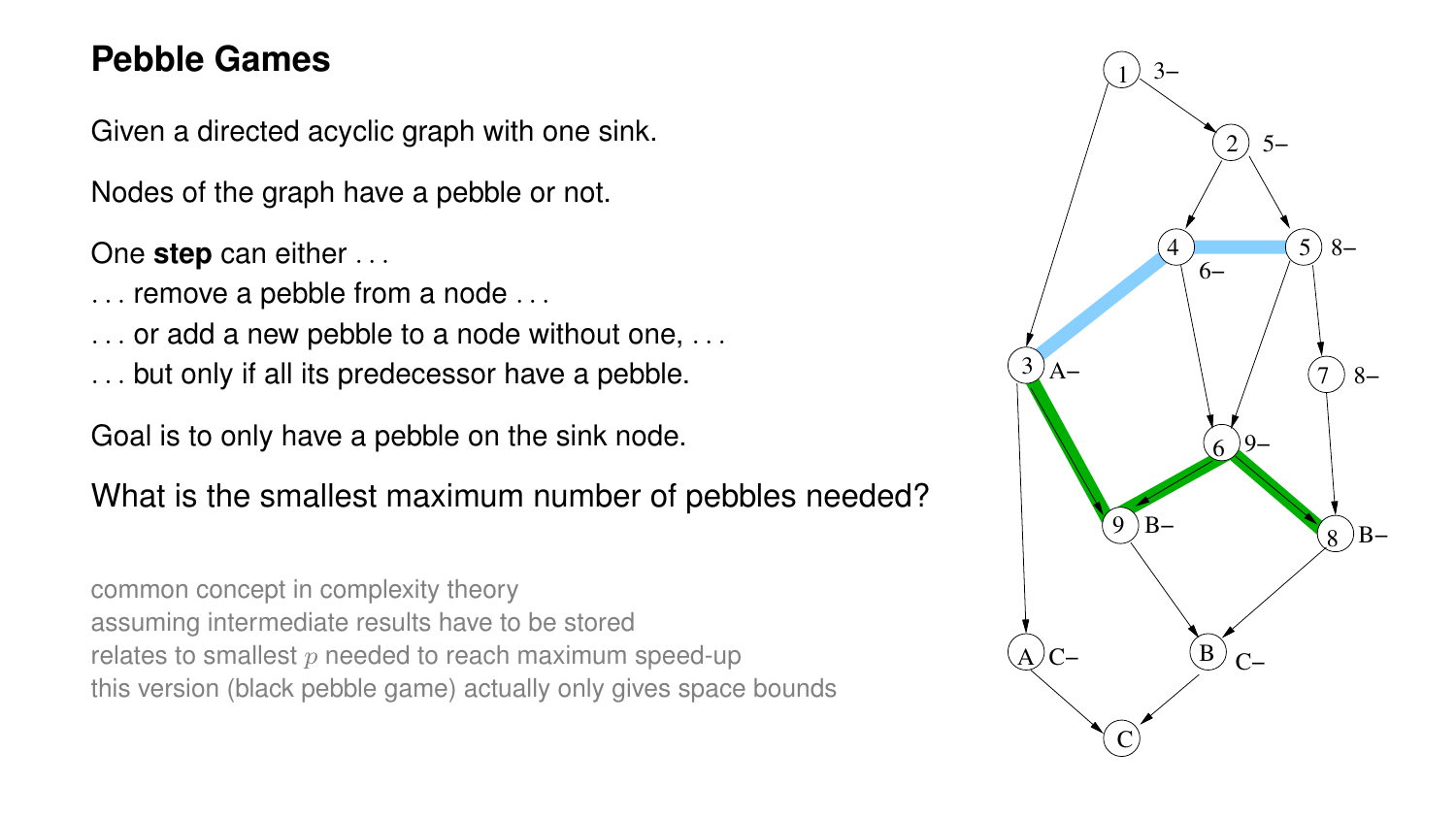# Pebble Games

Given a directed acyclic graph with one sink.

Nodes of the graph have a pebble or not.

One **step** can either . . .

. . . remove a pebble from a node . . .

. . . or add a new pebble to a node without one, . . .

. . . but only if all its predecessor have a pebble.

Goal is to only have a pebble on the sink node.

What is the smallest maximum number of pebbles needed?

common concept in complexity theory

assuming intermediate results have to be stored

relates to smallest $p$ needed to reach maximum speed-up

this version (black pebble game) actually only gives space bounds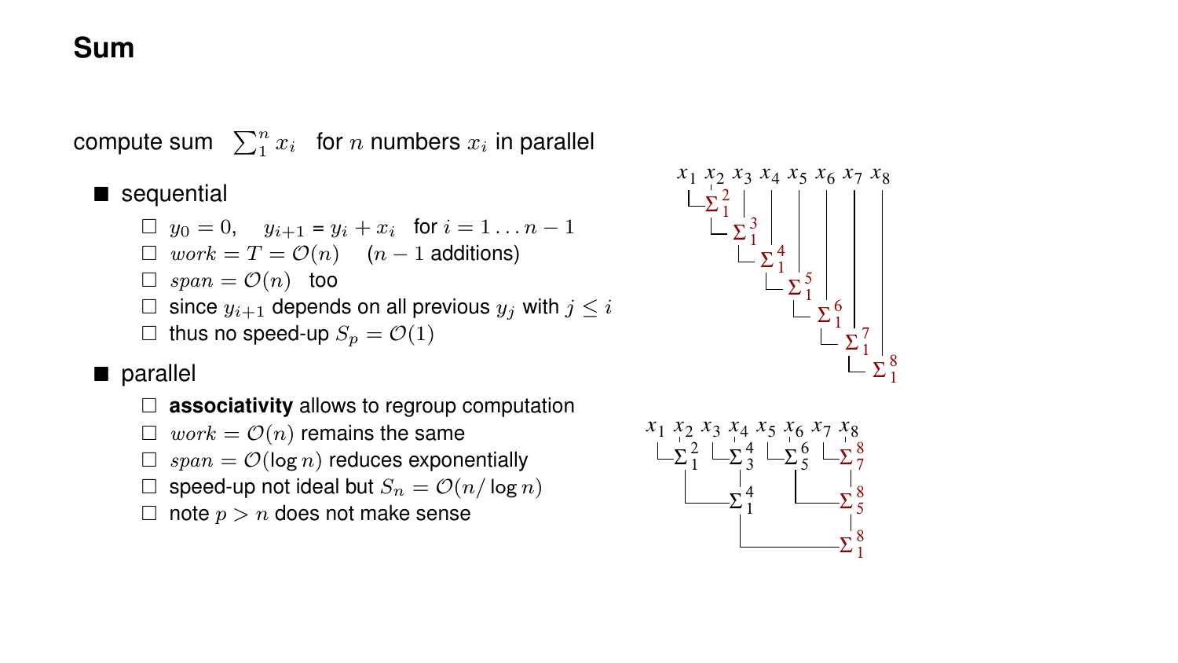# Sum

compute sum $\sum_1^n x_i$ for $n$ numbers $x_i$ in parallel

- sequential
  - $y_0 = 0, \quad y_{i+1} = y_i + x_i$ for $i = 1 \ldots n-1$
  - $work = T = \mathcal{O}(n) \quad (n-1$ additions)
  - $span = \mathcal{O}(n)$ too
  - since $y_{i+1}$ depends on all previous $y_j$ with $j \leq i$
  - thus no speed-up $S_p = \mathcal{O}(1)$
- parallel
  - **associativity** allows to regroup computation
  - $work = \mathcal{O}(n)$ remains the same
  - $span = \mathcal{O}(\log n)$ reduces exponentially
  - speed-up not ideal but $S_n = \mathcal{O}(n/\log n)$
  - note $p > n$ does not make sense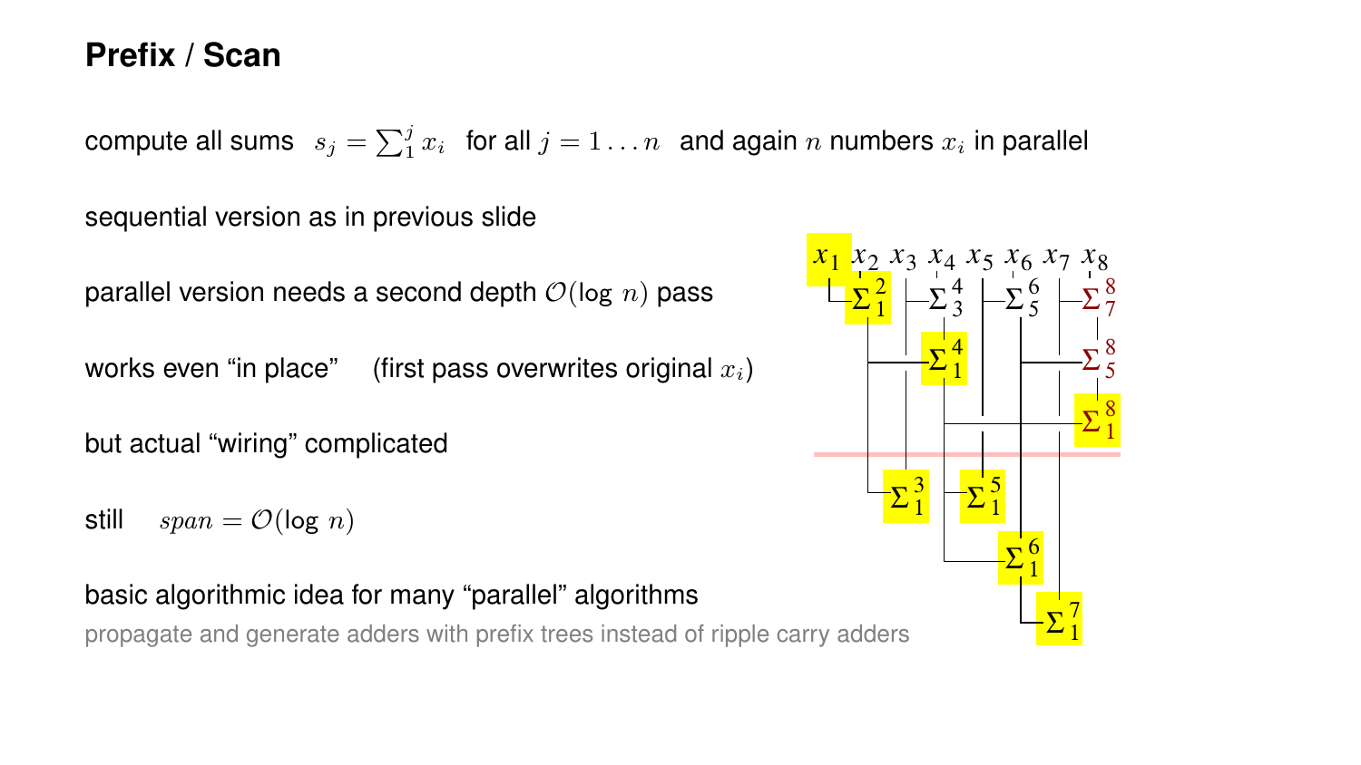## Prefix / Scan

compute all sums $s_j = \sum_1^j x_i$ for all $j = 1 \ldots n$ and again $n$ numbers $x_i$ in parallel

sequential version as in previous slide

parallel version needs a second depth $\mathcal{O}(\log\, n)$ pass

works even "in place" (first pass overwrites original $x_i$)

but actual "wiring" complicated

still $span = \mathcal{O}(\log\, n)$

basic algorithmic idea for many "parallel" algorithms

propagate and generate adders with prefix trees instead of ripple carry adders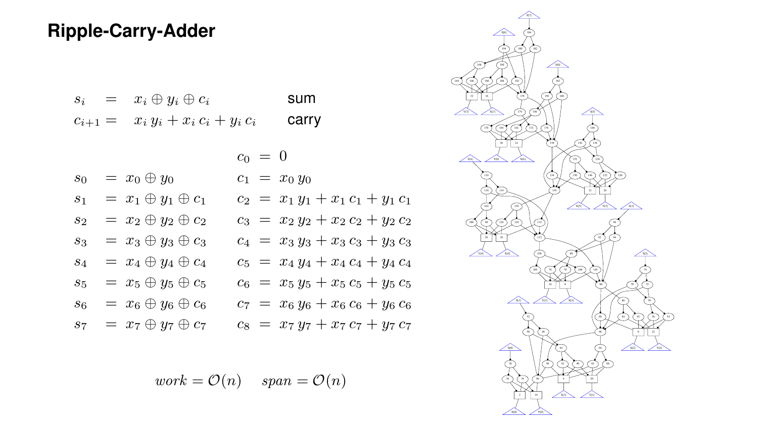# Ripple-Carry-Adder

$$s_i = x_i \oplus y_i \oplus c_i \quad \text{sum}$$

$$c_{i+1} = x_i\, y_i + x_i\, c_i + y_i\, c_i \quad \text{carry}$$

$$c_0 = 0$$

$$
\begin{aligned}
s_0 &= x_0 \oplus y_0 & c_1 &= x_0\, y_0 \\
s_1 &= x_1 \oplus y_1 \oplus c_1 & c_2 &= x_1\, y_1 + x_1\, c_1 + y_1\, c_1 \\
s_2 &= x_2 \oplus y_2 \oplus c_2 & c_3 &= x_2\, y_2 + x_2\, c_2 + y_2\, c_2 \\
s_3 &= x_3 \oplus y_3 \oplus c_3 & c_4 &= x_3\, y_3 + x_3\, c_3 + y_3\, c_3 \\
s_4 &= x_4 \oplus y_4 \oplus c_4 & c_5 &= x_4\, y_4 + x_4\, c_4 + y_4\, c_4 \\
s_5 &= x_5 \oplus y_5 \oplus c_5 & c_6 &= x_5\, y_5 + x_5\, c_5 + y_5\, c_5 \\
s_6 &= x_6 \oplus y_6 \oplus c_6 & c_7 &= x_6\, y_6 + x_6\, c_6 + y_6\, c_6 \\
s_7 &= x_7 \oplus y_7 \oplus c_7 & c_8 &= x_7\, y_7 + x_7\, c_7 + y_7\, c_7
\end{aligned}
$$

$$work = \mathcal{O}(n) \qquad span = \mathcal{O}(n)$$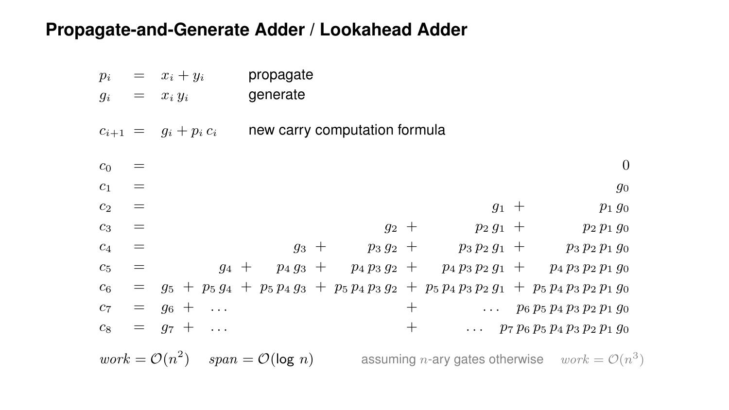# Propagate-and-Generate Adder / Lookahead Adder

$$
\begin{aligned}
p_i &= x_i + y_i && \text{propagate} \\
g_i &= x_i \, y_i && \text{generate}
\end{aligned}
$$

$$
c_{i+1} = g_i + p_i \, c_i \qquad \text{new carry computation formula}
$$

$$
\begin{aligned}
c_0 &= 0 \\
c_1 &= g_0 \\
c_2 &= g_1 + p_1 \, g_0 \\
c_3 &= g_2 + p_2 \, g_1 + p_2 \, p_1 \, g_0 \\
c_4 &= g_3 + p_3 \, g_2 + p_3 \, p_2 \, g_1 + p_3 \, p_2 \, p_1 \, g_0 \\
c_5 &= g_4 + p_4 \, g_3 + p_4 \, p_3 \, g_2 + p_4 \, p_3 \, p_2 \, g_1 + p_4 \, p_3 \, p_2 \, p_1 \, g_0 \\
c_6 &= g_5 + p_5 \, g_4 + p_5 \, p_4 \, g_3 + p_5 \, p_4 \, p_3 \, g_2 + p_5 \, p_4 \, p_3 \, p_2 \, g_1 + p_5 \, p_4 \, p_3 \, p_2 \, p_1 \, g_0 \\
c_7 &= g_6 + \ldots + \ldots \, p_6 \, p_5 \, p_4 \, p_3 \, p_2 \, p_1 \, g_0 \\
c_8 &= g_7 + \ldots + \ldots \, p_7 \, p_6 \, p_5 \, p_4 \, p_3 \, p_2 \, p_1 \, g_0
\end{aligned}
$$

$work = \mathcal{O}(n^2)$ $\quad span = \mathcal{O}(\log n)$ $\qquad$ assuming $n$-ary gates otherwise $\quad work = \mathcal{O}(n^3)$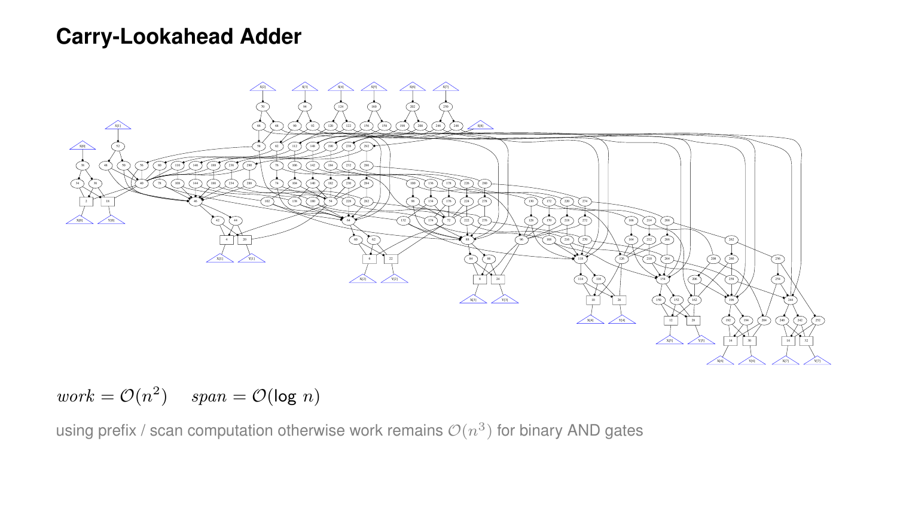# Carry-Lookahead Adder

$work = \mathcal{O}(n^2) \quad span = \mathcal{O}(\log\ n)$

using prefix / scan computation otherwise work remains $\mathcal{O}(n^3)$ for binary AND gates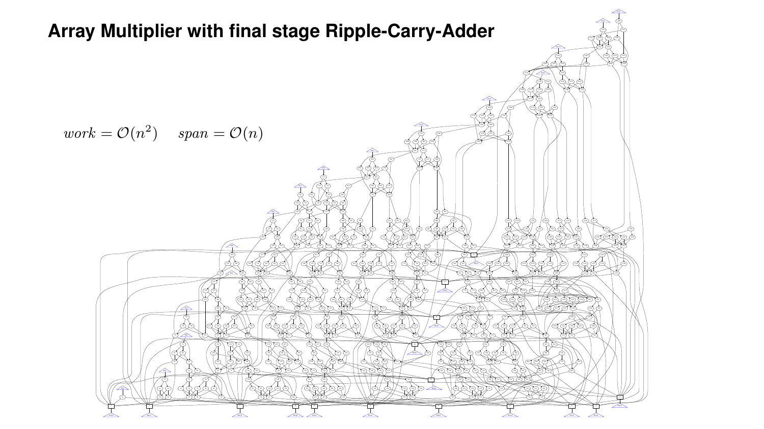# Array Multiplier with final stage Ripple-Carry-Adder

$$work = \mathcal{O}(n^2) \quad span = \mathcal{O}(n)$$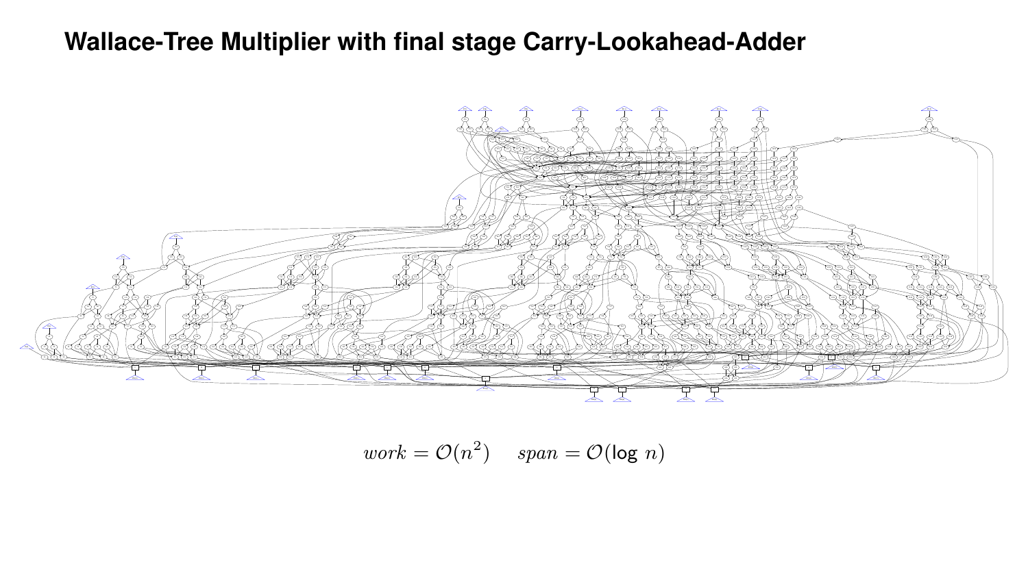# Wallace-Tree Multiplier with final stage Carry-Lookahead-Adder

$$work = \mathcal{O}(n^2) \quad span = \mathcal{O}(\log\ n)$$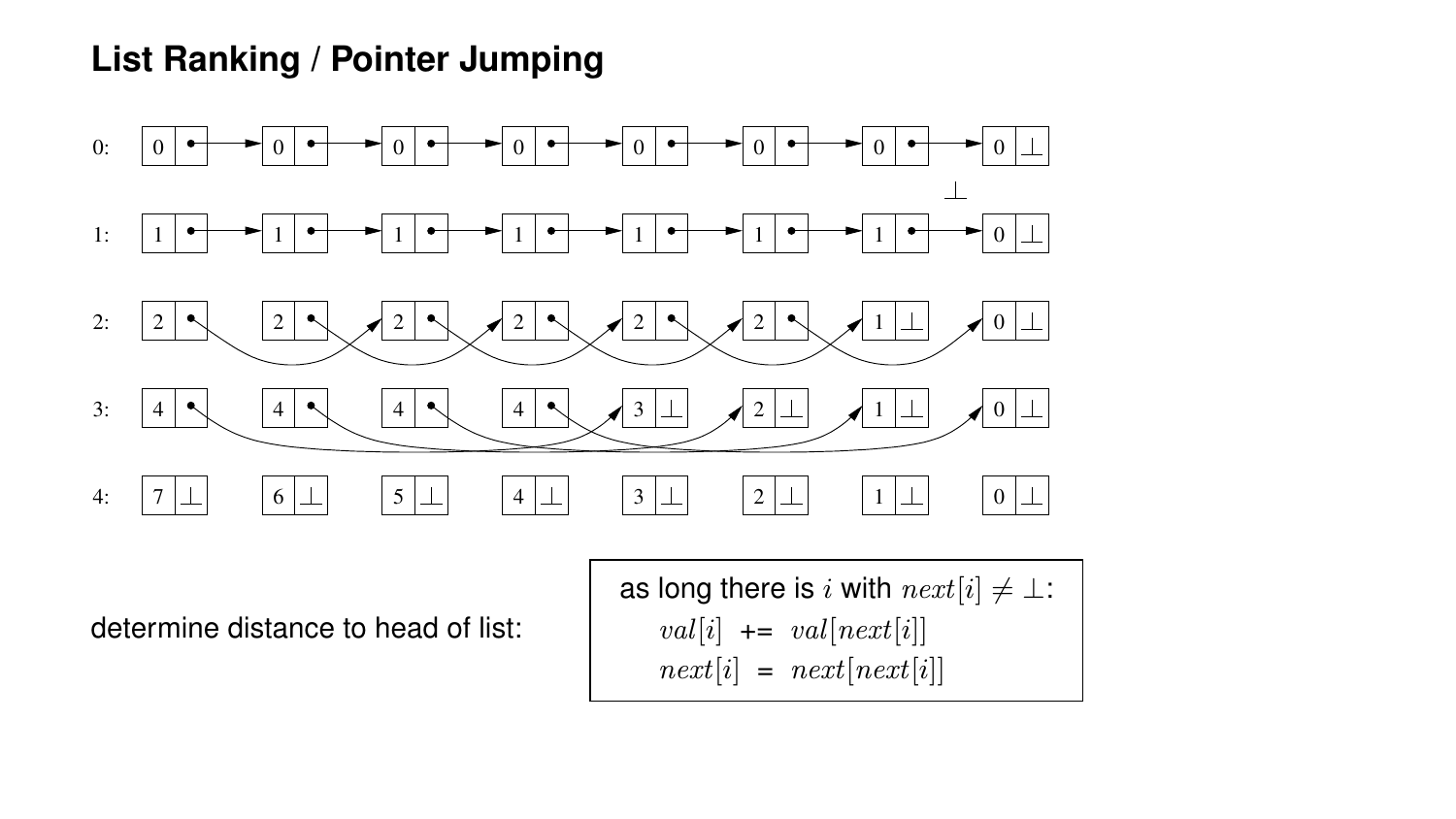# List Ranking / Pointer Jumping

| | | | | | | | | |
|---|---|---|---|---|---|---|---|---|
| 0: | 0 | 0 | 0 | 0 | 0 | 0 | 0 | 0 $\perp$ |
| 1: | 1 | 1 | 1 | 1 | 1 | 1 | 1 | 0 $\perp$ |
| 2: | 2 | 2 | 2 | 2 | 2 | 2 | 1 $\perp$ | 0 $\perp$ |
| 3: | 4 | 4 | 4 | 4 | 3 $\perp$ | 2 $\perp$ | 1 $\perp$ | 0 $\perp$ |
| 4: | 7 $\perp$ | 6 $\perp$ | 5 $\perp$ | 4 $\perp$ | 3 $\perp$ | 2 $\perp$ | 1 $\perp$ | 0 $\perp$ |

determine distance to head of list:

as long there is $i$ with $next[i] \neq \perp$:
- $val[i]$ += $val[next[i]]$
- $next[i]$ = $next[next[i]]$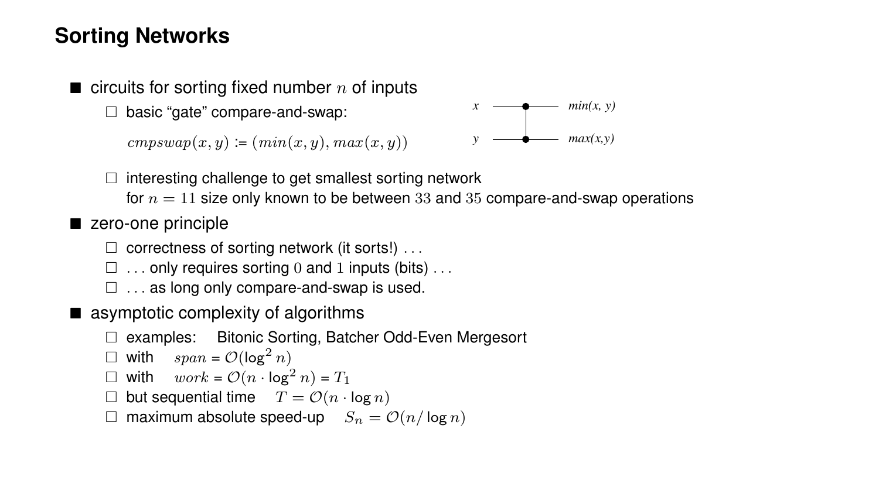# Sorting Networks

- circuits for sorting fixed number $n$ of inputs
  - basic "gate" compare-and-swap:

    $cmpswap(x, y)$ := $(min(x, y), max(x, y))$

    x → min(x, y)
    y → max(x,y)

  - interesting challenge to get smallest sorting network
    for $n = 11$ size only known to be between $33$ and $35$ compare-and-swap operations
- zero-one principle
  - correctness of sorting network (it sorts!) . . .
  - . . . only requires sorting $0$ and $1$ inputs (bits) . . .
  - . . . as long only compare-and-swap is used.
- asymptotic complexity of algorithms
  - examples: Bitonic Sorting, Batcher Odd-Even Mergesort
  - with $span$ = $\mathcal{O}(\log^2 n)$
  - with $work$ = $\mathcal{O}(n \cdot \log^2 n)$ = $T_1$
  - but sequential time $T = \mathcal{O}(n \cdot \log n)$
  - maximum absolute speed-up $S_n = \mathcal{O}(n/\log n)$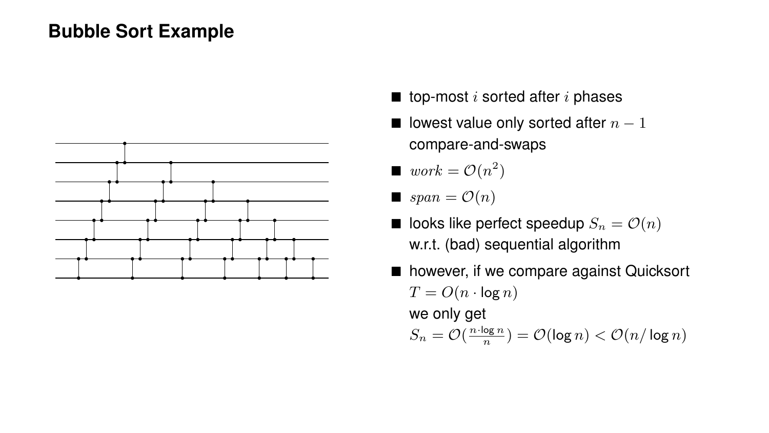# Bubble Sort Example

- top-most $i$ sorted after $i$ phases
- lowest value only sorted after $n - 1$ compare-and-swaps
- $work = \mathcal{O}(n^2)$
- $span = \mathcal{O}(n)$
- looks like perfect speedup $S_n = \mathcal{O}(n)$ w.r.t. (bad) sequential algorithm
- however, if we compare against Quicksort $T = O(n \cdot \log n)$ we only get $S_n = \mathcal{O}(\frac{n \cdot \log n}{n}) = \mathcal{O}(\log n) < \mathcal{O}(n / \log n)$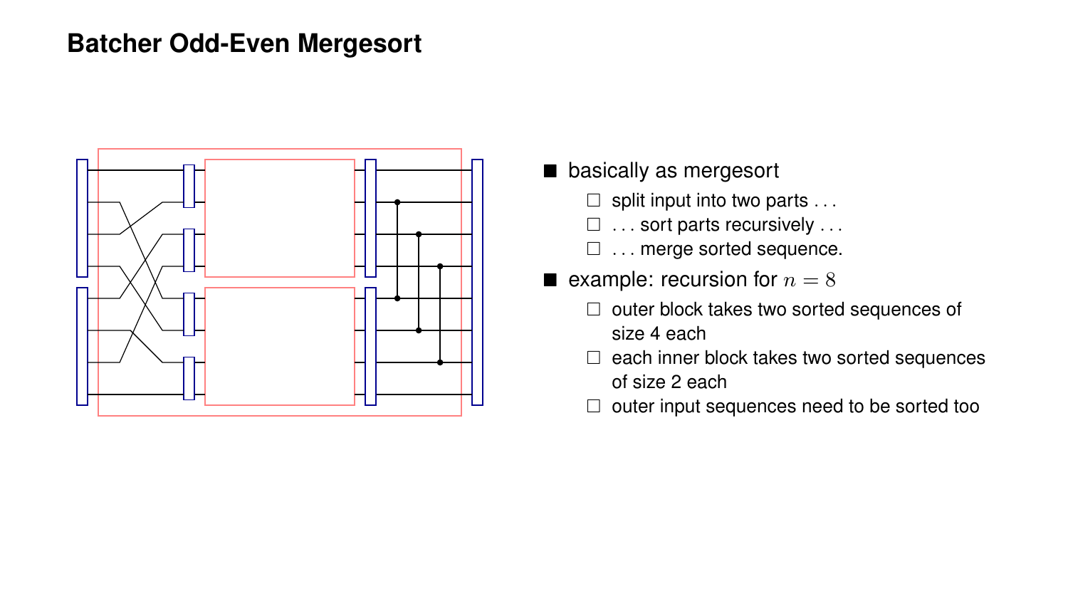# Batcher Odd-Even Mergesort

- basically as mergesort
  - split input into two parts . . .
  - . . . sort parts recursively . . .
  - . . . merge sorted sequence.
- example: recursion for $n = 8$
  - outer block takes two sorted sequences of size 4 each
  - each inner block takes two sorted sequences of size 2 each
  - outer input sequences need to be sorted too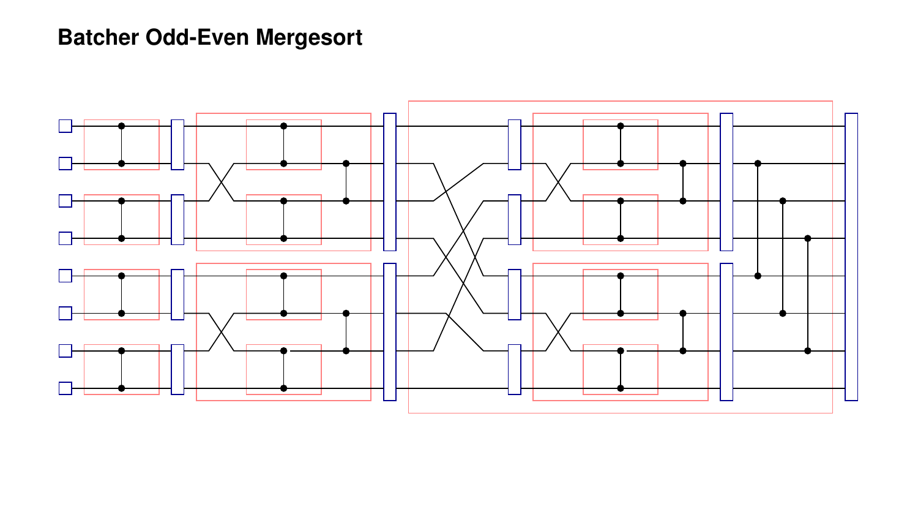# Batcher Odd-Even Mergesort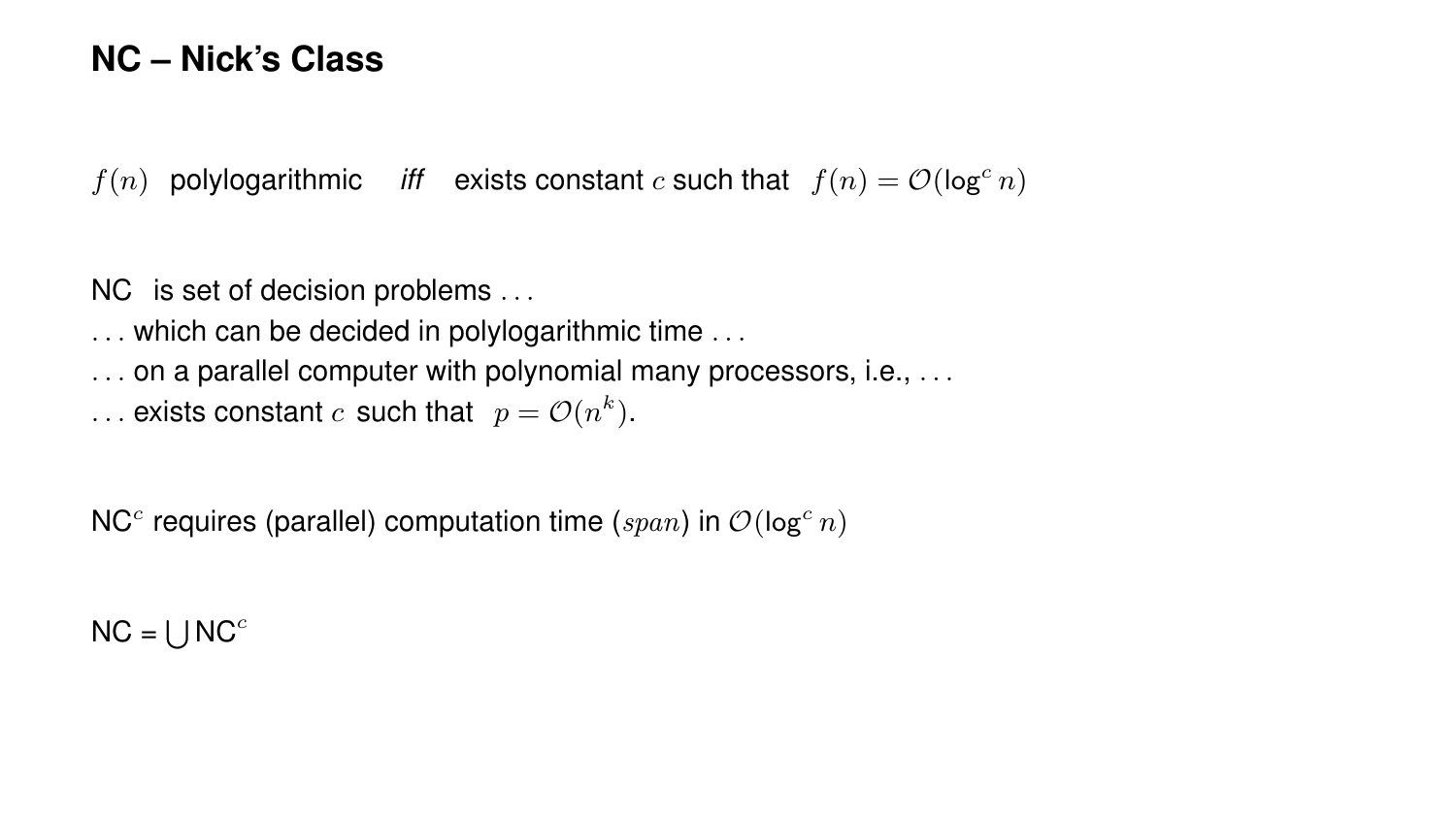# NC – Nick's Class

$f(n)$ polylogarithmic *iff* exists constant $c$ such that $f(n) = \mathcal{O}(\log^c n)$

NC is set of decision problems . . .
. . . which can be decided in polylogarithmic time . . .
. . . on a parallel computer with polynomial many processors, i.e., . . .
. . . exists constant $c$ such that $p = \mathcal{O}(n^k)$.

NC$^c$ requires (parallel) computation time ($span$) in $\mathcal{O}(\log^c n)$

NC = $\bigcup$ NC$^c$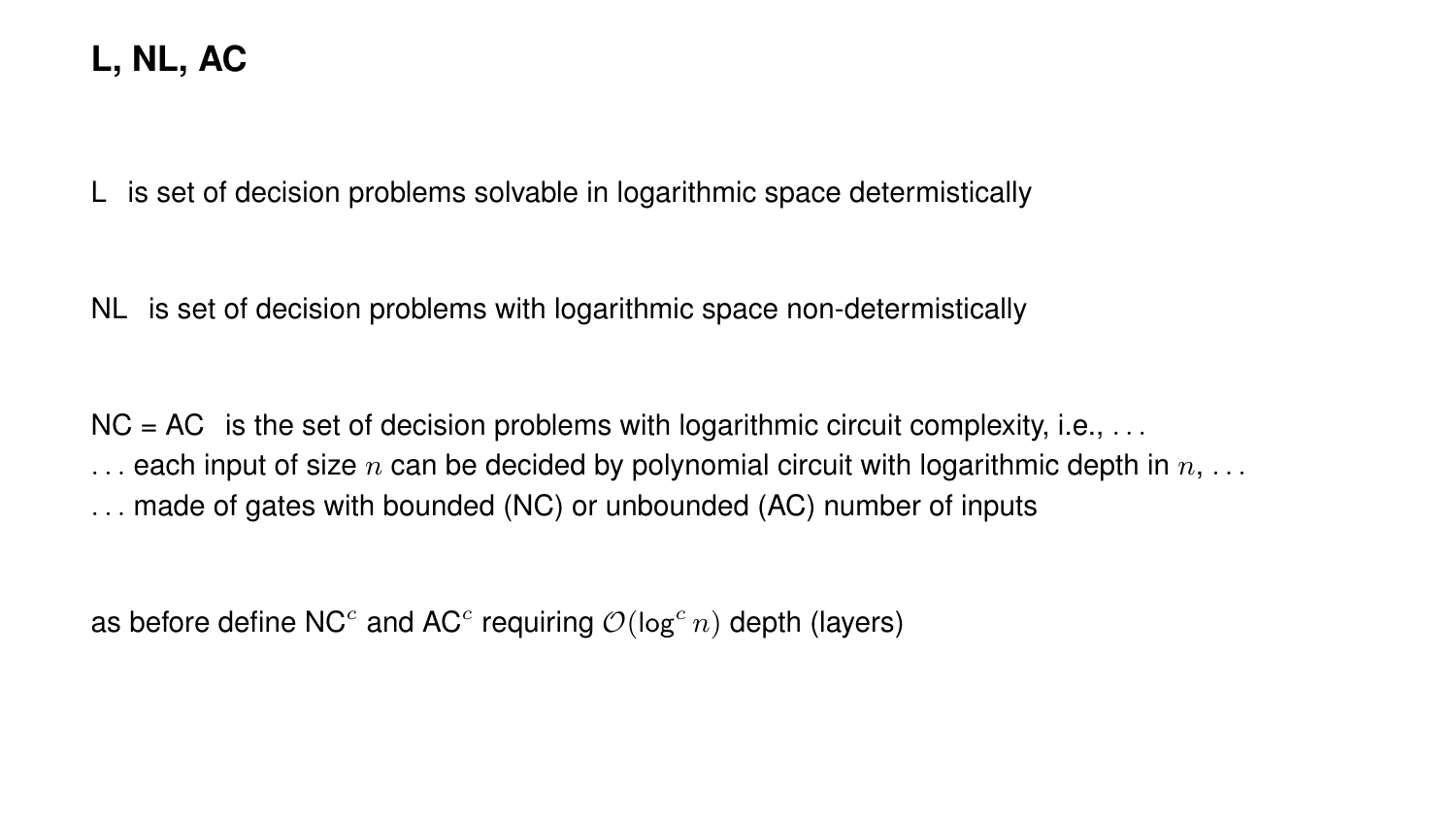## L, NL, AC

L is set of decision problems solvable in logarithmic space determistically

NL is set of decision problems with logarithmic space non-determistically

NC = AC is the set of decision problems with logarithmic circuit complexity, i.e., . . .
. . . each input of size $n$ can be decided by polynomial circuit with logarithmic depth in $n$, . . .
. . . made of gates with bounded (NC) or unbounded (AC) number of inputs

as before define $\mathsf{NC}^c$ and $\mathsf{AC}^c$ requiring $\mathcal{O}(\log^c n)$ depth (layers)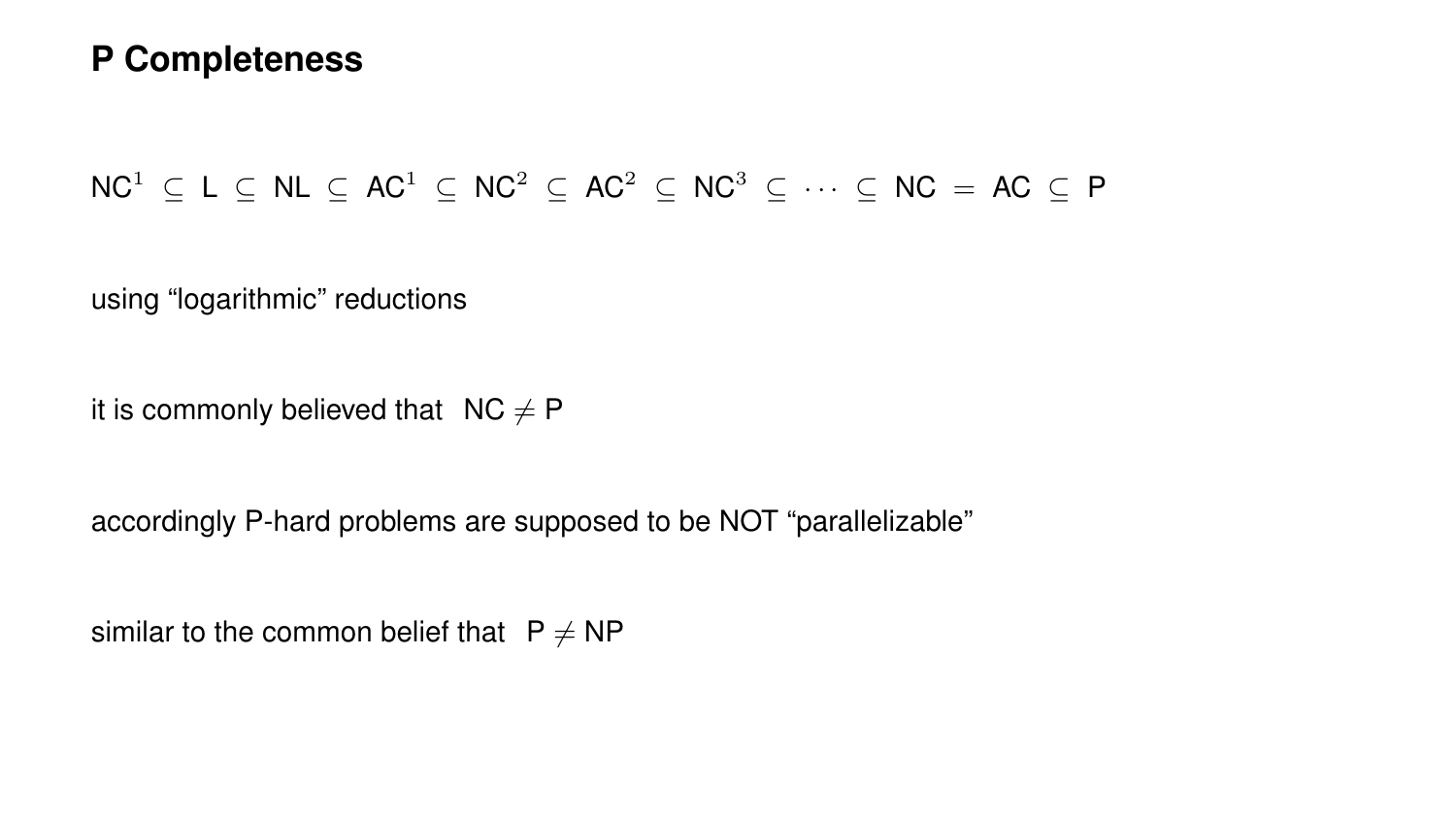# P Completeness

$\mathsf{NC}^1 \subseteq \mathsf{L} \subseteq \mathsf{NL} \subseteq \mathsf{AC}^1 \subseteq \mathsf{NC}^2 \subseteq \mathsf{AC}^2 \subseteq \mathsf{NC}^3 \subseteq \cdots \subseteq \mathsf{NC} = \mathsf{AC} \subseteq \mathsf{P}$

using “logarithmic” reductions

it is commonly believed that $\mathsf{NC} \neq \mathsf{P}$

accordingly P-hard problems are supposed to be NOT “parallelizable”

similar to the common belief that $\mathsf{P} \neq \mathsf{NP}$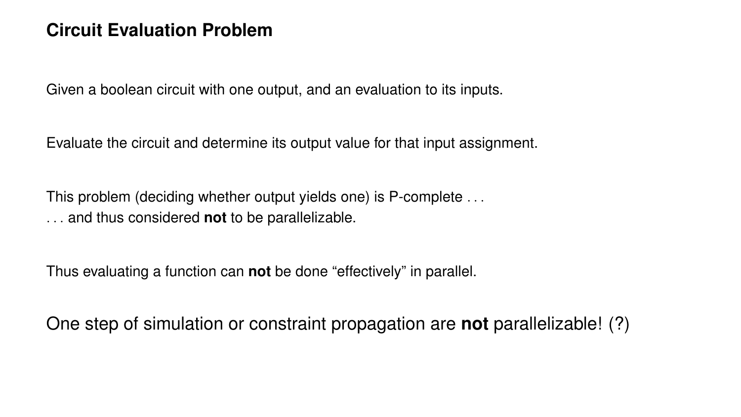# Circuit Evaluation Problem

Given a boolean circuit with one output, and an evaluation to its inputs.

Evaluate the circuit and determine its output value for that input assignment.

This problem (deciding whether output yields one) is P-complete . . .
. . . and thus considered **not** to be parallelizable.

Thus evaluating a function can **not** be done “effectively” in parallel.

One step of simulation or constraint propagation are **not** parallelizable! (?)